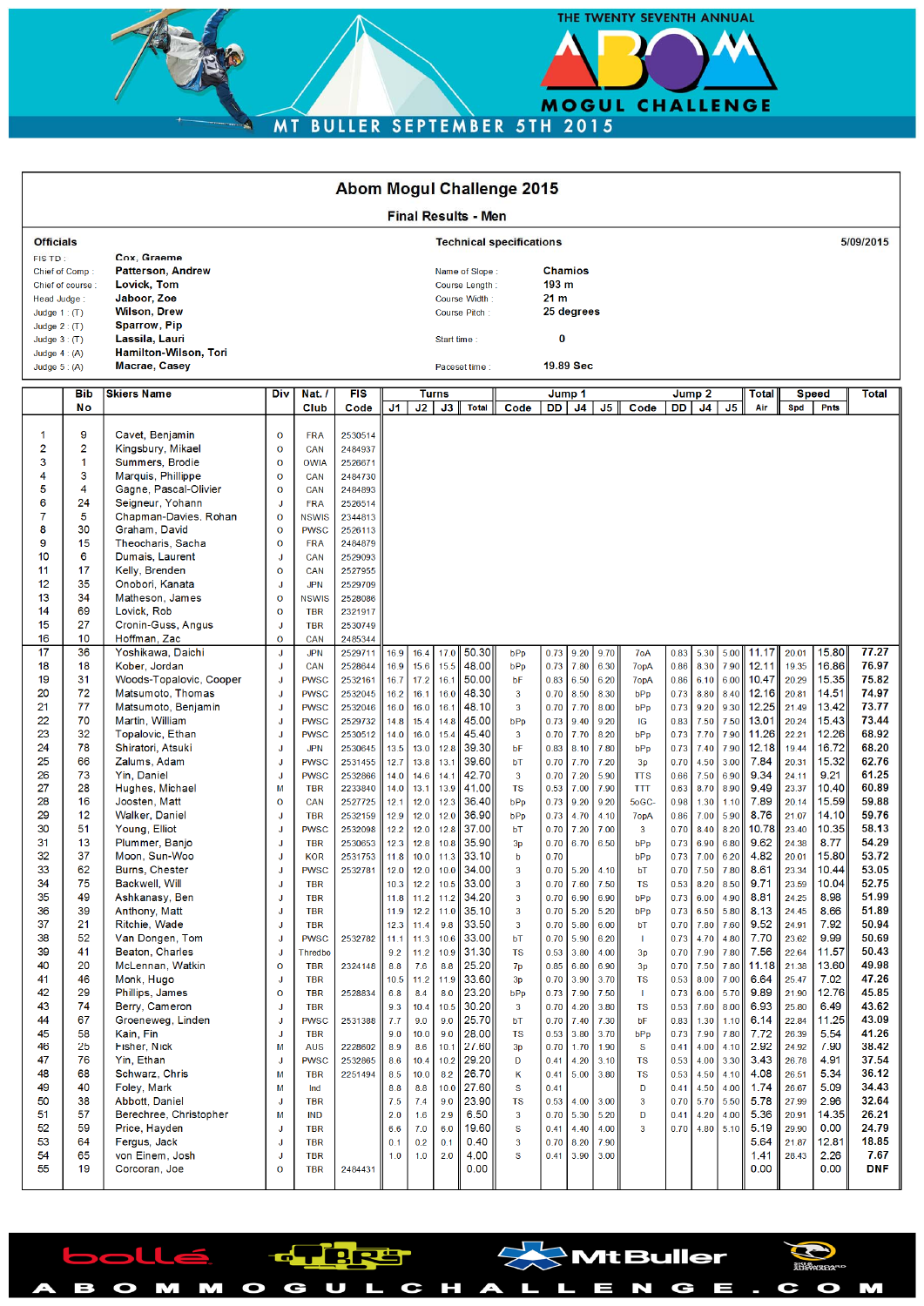THE TWENTY SEVENTH ANNUAL ABOM MOGUL CHALLENGE

MT BULLER SEPTEMBER 5TH 2015

# Abom Mogul Challenge 2015

## Final Results - Men

**Officials**

| | |
|---|---|
| FIS TD : | Cox, Graeme |
| Chief of Comp : | Patterson, Andrew |
| Chief of course : | Lovick, Tom |
| Head Judge : | Jaboor, Zoe |
| Judge 1 : (T) | Wilson, Drew |
| Judge 2 : (T) | Sparrow, Pip |
| Judge 3 : (T) | Lassila, Lauri |
| Judge 4 : (A) | Hamilton-Wilson, Tori |
| Judge 5 : (A) | Macrae, Casey |

**Technical specifications** 5/09/2015

| | |
|---|---|
| Name of Slope : | Chamios |
| Course Length : | 193 m |
| Course Width : | 21 m |
| Course Pitch : | 25 degrees |
| Start time : | 0 |
| Pacesetter time : | 19.89 Sec |

| | Bib No | Skiers Name | Div | Nat. / Club | FIS Code | Turns J1 | Turns J2 | Turns J3 | Turns Total | Jump 1 Code | Jump 1 DD | Jump 1 J4 | Jump 1 J5 | Jump 2 Code | Jump 2 DD | Jump 2 J4 | Jump 2 J5 | Total Air | Speed Spd | Speed Pnts | Total |
|---|---|---|---|---|---|---|---|---|---|---|---|---|---|---|---|---|---|---|---|---|---|
| 1 | 9 | Cavet, Benjamin | O | FRA | 2530514 | | | | | | | | | | | | | | | | |
| 2 | 2 | Kingsbury, Mikael | O | CAN | 2484937 | | | | | | | | | | | | | | | | |
| 3 | 1 | Summers, Brodie | O | OWIA | 2526671 | | | | | | | | | | | | | | | | |
| 4 | 3 | Marquis, Phillippe | O | CAN | 2484730 | | | | | | | | | | | | | | | | |
| 5 | 4 | Gagne, Pascal-Olivier | O | CAN | 2484893 | | | | | | | | | | | | | | | | |
| 6 | 24 | Seigneur, Yohann | J | FRA | 2526514 | | | | | | | | | | | | | | | | |
| 7 | 5 | Chapman-Davies, Rohan | O | NSWIS | 2344813 | | | | | | | | | | | | | | | | |
| 8 | 30 | Graham, David | O | PWSC | 2526113 | | | | | | | | | | | | | | | | |
| 9 | 15 | Theocharis, Sacha | O | FRA | 2484879 | | | | | | | | | | | | | | | | |
| 10 | 6 | Dumais, Laurent | J | CAN | 2529093 | | | | | | | | | | | | | | | | |
| 11 | 17 | Kelly, Brenden | O | CAN | 2527955 | | | | | | | | | | | | | | | | |
| 12 | 35 | Onobori, Kanata | J | JPN | 2529709 | | | | | | | | | | | | | | | | |
| 13 | 34 | Matheson, James | O | NSWIS | 2528086 | | | | | | | | | | | | | | | | |
| 14 | 69 | Lovick, Rob | O | TBR | 2321917 | | | | | | | | | | | | | | | | |
| 15 | 27 | Cronin-Guss, Angus | J | TBR | 2530749 | | | | | | | | | | | | | | | | |
| 16 | 10 | Hoffman, Zac | O | CAN | 2485344 | | | | | | | | | | | | | | | | |
| 17 | 36 | Yoshikawa, Daichi | J | JPN | 2529711 | 16.9 | 16.4 | 17.0 | 50.30 | bPp | 0.73 | 9.20 | 9.70 | 7oA | 0.83 | 5.30 | 5.00 | 11.17 | 20.01 | 15.80 | 77.27 |
| 18 | 18 | Kober, Jordan | J | CAN | 2528644 | 16.9 | 15.6 | 15.5 | 48.00 | bPp | 0.73 | 7.80 | 6.30 | 7opA | 0.86 | 8.30 | 7.90 | 12.11 | 19.35 | 16.86 | 76.97 |
| 19 | 31 | Woods-Topalovic, Cooper | J | PWSC | 2532161 | 16.7 | 17.2 | 16.1 | 50.00 | bF | 0.83 | 6.50 | 6.20 | 7opA | 0.86 | 6.10 | 6.00 | 10.47 | 20.29 | 15.35 | 75.82 |
| 20 | 72 | Matsumoto, Thomas | J | PWSC | 2532045 | 16.2 | 16.1 | 16.0 | 48.30 | 3 | 0.70 | 8.50 | 8.30 | bPp | 0.73 | 8.80 | 8.40 | 12.16 | 20.81 | 14.51 | 74.97 |
| 21 | 77 | Matsumoto, Benjamin | J | PWSC | 2532046 | 16.0 | 16.0 | 16.1 | 48.10 | 3 | 0.70 | 7.70 | 8.00 | bPp | 0.73 | 9.20 | 9.30 | 12.25 | 21.49 | 13.42 | 73.77 |
| 22 | 70 | Martin, William | J | PWSC | 2529732 | 14.8 | 15.4 | 14.8 | 45.00 | bPp | 0.73 | 9.40 | 9.20 | IG | 0.83 | 7.50 | 7.50 | 13.01 | 20.24 | 15.43 | 73.44 |
| 23 | 32 | Topalovic, Ethan | J | PWSC | 2530512 | 14.0 | 16.0 | 15.4 | 45.40 | 3 | 0.70 | 7.70 | 8.20 | bPp | 0.73 | 7.70 | 7.90 | 11.26 | 22.21 | 12.26 | 68.92 |
| 24 | 78 | Shiratori, Atsuki | J | JPN | 2530645 | 13.5 | 13.0 | 12.8 | 39.30 | bF | 0.83 | 8.10 | 7.80 | bPp | 0.73 | 7.40 | 7.90 | 12.18 | 19.44 | 16.72 | 68.20 |
| 25 | 66 | Zalums, Adam | J | PWSC | 2531455 | 12.7 | 13.8 | 13.1 | 39.60 | bT | 0.70 | 7.70 | 7.20 | 3p | 0.70 | 4.50 | 3.00 | 7.84 | 20.31 | 15.32 | 62.76 |
| 26 | 73 | Yin, Daniel | J | PWSC | 2532866 | 14.0 | 14.6 | 14.1 | 42.70 | 3 | 0.70 | 7.20 | 5.90 | TTS | 0.66 | 7.50 | 6.90 | 9.34 | 24.11 | 9.21 | 61.25 |
| 27 | 28 | Hughes, Michael | M | TBR | 2233840 | 14.0 | 13.1 | 13.9 | 41.00 | TS | 0.53 | 7.00 | 7.90 | TTT | 0.63 | 8.70 | 8.90 | 9.49 | 23.37 | 10.40 | 60.89 |
| 28 | 16 | Joosten, Matt | O | CAN | 2527725 | 12.1 | 12.0 | 12.3 | 36.40 | bPp | 0.73 | 9.20 | 9.20 | 5oGC- | 0.98 | 1.30 | 1.10 | 7.89 | 20.14 | 15.59 | 59.88 |
| 29 | 12 | Walker, Daniel | J | TBR | 2532159 | 12.9 | 12.0 | 12.0 | 36.90 | bPp | 0.73 | 4.70 | 4.10 | 7opA | 0.86 | 7.00 | 5.90 | 8.76 | 21.07 | 14.10 | 59.76 |
| 30 | 51 | Young, Elliot | J | PWSC | 2532098 | 12.2 | 12.0 | 12.8 | 37.00 | bT | 0.70 | 7.20 | 7.00 | 3 | 0.70 | 8.40 | 8.20 | 10.78 | 23.40 | 10.35 | 58.13 |
| 31 | 13 | Plummer, Banjo | J | TBR | 2530653 | 12.3 | 12.8 | 10.8 | 35.90 | 3p | 0.70 | 6.70 | 6.50 | bPp | 0.73 | 6.90 | 6.80 | 9.62 | 24.38 | 8.77 | 54.29 |
| 32 | 37 | Moon, Sun-Woo | J | KOR | 2531753 | 11.8 | 10.0 | 11.3 | 33.10 | b | 0.70 | | | bPp | 0.73 | 7.00 | 6.20 | 4.82 | 20.01 | 15.80 | 53.72 |
| 33 | 62 | Burns, Chester | J | PWSC | 2532781 | 12.0 | 12.0 | 10.0 | 34.00 | 3 | 0.70 | 5.20 | 4.10 | bT | 0.70 | 7.50 | 7.80 | 8.61 | 23.34 | 10.44 | 53.05 |
| 34 | 75 | Backwell, Will | J | TBR | | 10.3 | 12.2 | 10.5 | 33.00 | 3 | 0.70 | 7.60 | 7.50 | TS | 0.53 | 8.20 | 8.50 | 9.71 | 23.59 | 10.04 | 52.75 |
| 35 | 49 | Ashkanasy, Ben | J | TBR | | 11.8 | 11.2 | 11.2 | 34.20 | 3 | 0.70 | 6.90 | 6.90 | bPp | 0.73 | 6.00 | 4.90 | 8.81 | 24.25 | 8.98 | 51.99 |
| 36 | 39 | Anthony, Matt | J | TBR | | 11.9 | 12.2 | 11.0 | 35.10 | 3 | 0.70 | 5.20 | 5.20 | bPp | 0.73 | 6.50 | 5.80 | 8.13 | 24.45 | 8.66 | 51.89 |
| 37 | 21 | Ritchie, Wade | J | TBR | | 12.3 | 11.4 | 9.8 | 33.50 | 3 | 0.70 | 5.80 | 6.00 | bT | 0.70 | 7.80 | 7.60 | 9.52 | 24.91 | 7.92 | 50.94 |
| 38 | 52 | Van Dongen, Tom | J | PWSC | 2532782 | 11.1 | 11.3 | 10.6 | 33.00 | bT | 0.70 | 5.90 | 6.20 | I | 0.73 | 4.70 | 4.80 | 7.70 | 23.62 | 9.99 | 50.69 |
| 39 | 41 | Beaton, Charles | J | Thredbo | | 9.2 | 11.2 | 10.9 | 31.30 | TS | 0.53 | 3.80 | 4.00 | 3p | 0.70 | 7.90 | 7.80 | 7.56 | 22.64 | 11.57 | 50.43 |
| 40 | 20 | McLennan, Watkin | O | TBR | 2324148 | 8.8 | 7.6 | 8.8 | 25.20 | 7p | 0.85 | 6.80 | 6.90 | 3p | 0.70 | 7.50 | 7.80 | 11.18 | 21.38 | 13.60 | 49.98 |
| 41 | 46 | Monk, Hugo | J | TBR | | 10.5 | 11.2 | 11.9 | 33.60 | 3p | 0.70 | 3.90 | 3.70 | TS | 0.53 | 8.00 | 7.00 | 6.64 | 25.47 | 7.02 | 47.26 |
| 42 | 29 | Phillips, James | O | TBR | 2528834 | 6.8 | 8.4 | 8.0 | 23.20 | bPp | 0.73 | 7.90 | 7.50 | I | 0.73 | 6.00 | 5.70 | 9.89 | 21.90 | 12.76 | 45.85 |
| 43 | 74 | Berry, Cameron | J | TBR | | 9.3 | 10.4 | 10.5 | 30.20 | 3 | 0.70 | 4.20 | 3.80 | TS | 0.53 | 7.60 | 8.00 | 6.93 | 25.80 | 6.49 | 43.62 |
| 44 | 67 | Groeneweg, Linden | J | PWSC | 2531388 | 7.7 | 9.0 | 9.0 | 25.70 | bT | 0.70 | 7.40 | 7.30 | bF | 0.83 | 1.30 | 1.10 | 6.14 | 22.84 | 11.25 | 43.09 |
| 45 | 58 | Kain, Fin | J | TBR | | 9.0 | 10.0 | 9.0 | 28.00 | TS | 0.53 | 3.80 | 3.70 | bPp | 0.73 | 7.90 | 7.80 | 7.72 | 26.39 | 5.54 | 41.26 |
| 46 | 25 | Fisher, Nick | M | AUS | 2228602 | 8.9 | 8.6 | 10.1 | 27.60 | 3p | 0.70 | 1.70 | 1.90 | S | 0.41 | 4.00 | 4.10 | 2.92 | 24.92 | 7.90 | 38.42 |
| 47 | 76 | Yin, Ethan | J | PWSC | 2532865 | 8.6 | 10.4 | 10.2 | 29.20 | D | 0.41 | 4.20 | 3.10 | TS | 0.53 | 4.00 | 3.30 | 3.43 | 26.78 | 4.91 | 37.54 |
| 48 | 68 | Schwarz, Chris | M | TBR | 2251494 | 8.5 | 10.0 | 8.2 | 26.70 | K | 0.41 | 5.00 | 3.80 | TS | 0.53 | 4.50 | 4.10 | 4.08 | 26.51 | 5.34 | 36.12 |
| 49 | 40 | Foley, Mark | M | Ind | | 8.8 | 8.8 | 10.0 | 27.60 | S | 0.41 | | | D | 0.41 | 4.50 | 4.00 | 1.74 | 26.67 | 5.09 | 34.43 |
| 50 | 38 | Abbott, Daniel | J | TBR | | 7.5 | 7.4 | 9.0 | 23.90 | TS | 0.53 | 4.00 | 3.00 | 3 | 0.70 | 5.70 | 5.50 | 5.78 | 27.99 | 2.96 | 32.64 |
| 51 | 57 | Berechree, Christopher | M | IND | | 2.0 | 1.6 | 2.9 | 6.50 | 3 | 0.70 | 5.30 | 5.20 | D | 0.41 | 4.20 | 4.00 | 5.36 | 20.91 | 14.35 | 26.21 |
| 52 | 59 | Price, Hayden | J | TBR | | 6.6 | 7.0 | 6.0 | 19.60 | S | 0.41 | 4.40 | 4.00 | 3 | 0.70 | 4.80 | 5.10 | 5.19 | 29.90 | 0.00 | 24.79 |
| 53 | 64 | Fergus, Jack | J | TBR | | 0.1 | 0.2 | 0.1 | 0.40 | 3 | 0.70 | 8.20 | 7.90 | | | | | 5.64 | 21.87 | 12.81 | 18.85 |
| 54 | 65 | von Einem, Josh | J | TBR | | 1.0 | 1.0 | 2.0 | 4.00 | S | 0.41 | 3.90 | 3.00 | | | | | 1.41 | 28.43 | 2.26 | 7.67 |
| 55 | 19 | Corcoran, Joe | O | TBR | 2484431 | | | | 0.00 | | | | | | | | | 0.00 | | 0.00 | DNF |

bollé · TBR · Mt Buller

ABOMMOGULCHALLENGE.COM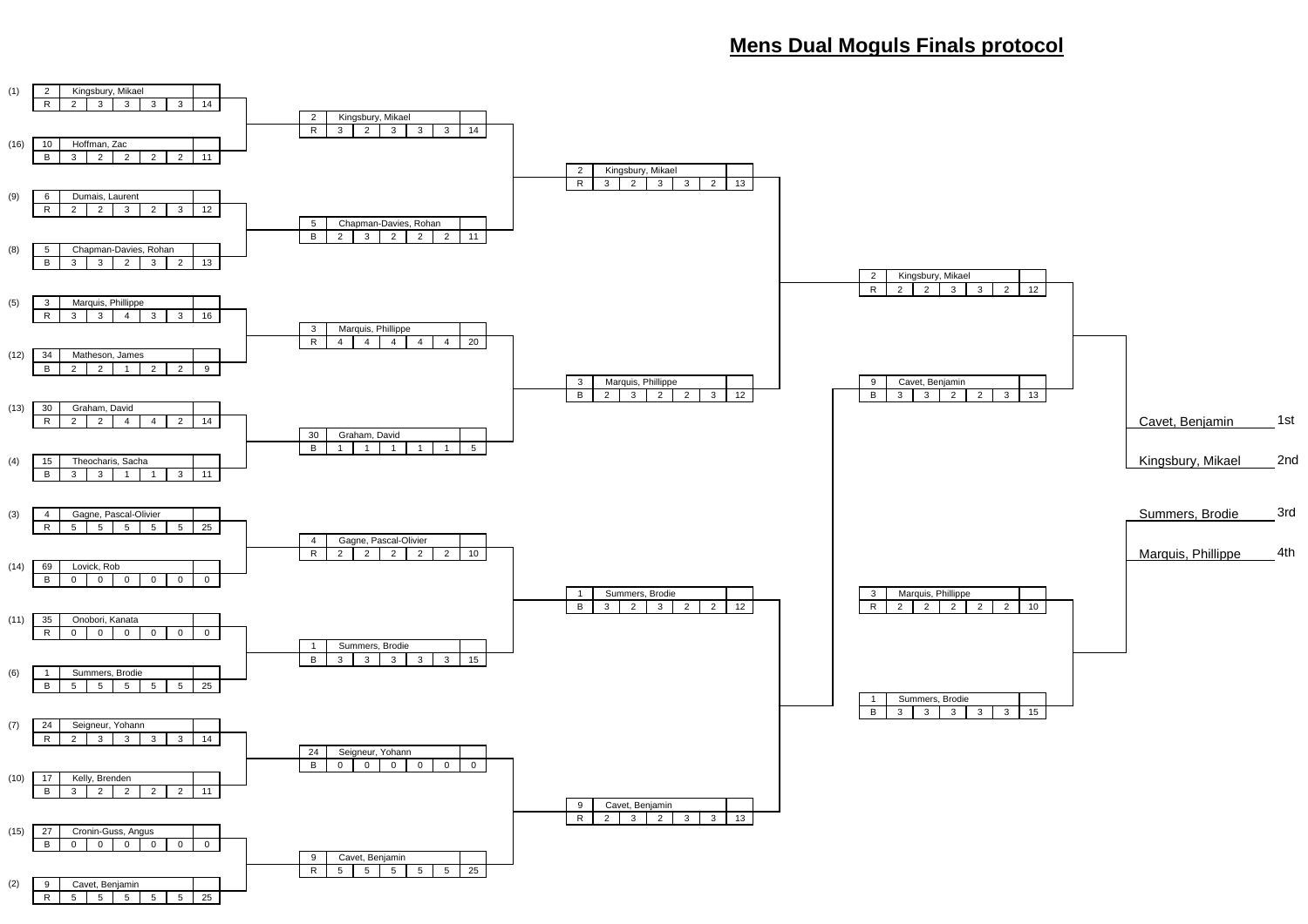# Mens Dual Moguls Finals protocol

## Round of 16

| Seed | Bib | Name | Course | J1 | J2 | J3 | J4 | J5 | Total |
|---|---|---|---|---|---|---|---|---|---|
| (1) | 2 | Kingsbury, Mikael | R | 2 | 3 | 3 | 3 | 3 | 14 |
| (16) | 10 | Hoffman, Zac | B | 3 | 2 | 2 | 2 | 2 | 11 |
| (9) | 6 | Dumais, Laurent | R | 2 | 2 | 3 | 2 | 3 | 12 |
| (8) | 5 | Chapman-Davies, Rohan | B | 3 | 3 | 2 | 3 | 2 | 13 |
| (5) | 3 | Marquis, Phillippe | R | 3 | 3 | 4 | 3 | 3 | 16 |
| (12) | 34 | Matheson, James | B | 2 | 2 | 1 | 2 | 2 | 9 |
| (13) | 30 | Graham, David | R | 2 | 2 | 4 | 4 | 2 | 14 |
| (4) | 15 | Theocharis, Sacha | B | 3 | 3 | 1 | 1 | 3 | 11 |
| (3) | 4 | Gagne, Pascal-Olivier | R | 5 | 5 | 5 | 5 | 5 | 25 |
| (14) | 69 | Lovick, Rob | B | 0 | 0 | 0 | 0 | 0 | 0 |
| (11) | 35 | Onobori, Kanata | R | 0 | 0 | 0 | 0 | 0 | 0 |
| (6) | 1 | Summers, Brodie | B | 5 | 5 | 5 | 5 | 5 | 25 |
| (7) | 24 | Seigneur, Yohann | R | 2 | 3 | 3 | 3 | 3 | 14 |
| (10) | 17 | Kelly, Brenden | B | 3 | 2 | 2 | 2 | 2 | 11 |
| (15) | 27 | Cronin-Guss, Angus | B | 0 | 0 | 0 | 0 | 0 | 0 |
| (2) | 9 | Cavet, Benjamin | R | 5 | 5 | 5 | 5 | 5 | 25 |

## Quarterfinals

| Bib | Name | Course | J1 | J2 | J3 | J4 | J5 | Total |
|---|---|---|---|---|---|---|---|---|
| 2 | Kingsbury, Mikael | R | 3 | 2 | 3 | 3 | 3 | 14 |
| 5 | Chapman-Davies, Rohan | B | 2 | 3 | 2 | 2 | 2 | 11 |
| 3 | Marquis, Phillippe | R | 4 | 4 | 4 | 4 | 4 | 20 |
| 30 | Graham, David | B | 1 | 1 | 1 | 1 | 1 | 5 |
| 4 | Gagne, Pascal-Olivier | R | 2 | 2 | 2 | 2 | 2 | 10 |
| 1 | Summers, Brodie | B | 3 | 3 | 3 | 3 | 3 | 15 |
| 24 | Seigneur, Yohann | B | 0 | 0 | 0 | 0 | 0 | 0 |
| 9 | Cavet, Benjamin | R | 5 | 5 | 5 | 5 | 5 | 25 |

## Semifinals

| Bib | Name | Course | J1 | J2 | J3 | J4 | J5 | Total |
|---|---|---|---|---|---|---|---|---|
| 2 | Kingsbury, Mikael | R | 3 | 2 | 3 | 3 | 2 | 13 |
| 3 | Marquis, Phillippe | B | 2 | 3 | 2 | 2 | 3 | 12 |
| 1 | Summers, Brodie | B | 3 | 2 | 3 | 2 | 2 | 12 |
| 9 | Cavet, Benjamin | R | 2 | 3 | 2 | 3 | 3 | 13 |

## Big Final

| Bib | Name | Course | J1 | J2 | J3 | J4 | J5 | Total |
|---|---|---|---|---|---|---|---|---|
| 2 | Kingsbury, Mikael | R | 2 | 2 | 3 | 3 | 2 | 12 |
| 9 | Cavet, Benjamin | B | 3 | 3 | 2 | 2 | 3 | 13 |

## Small Final

| Bib | Name | Course | J1 | J2 | J3 | J4 | J5 | Total |
|---|---|---|---|---|---|---|---|---|
| 3 | Marquis, Phillippe | R | 2 | 2 | 2 | 2 | 2 | 10 |
| 1 | Summers, Brodie | B | 3 | 3 | 3 | 3 | 3 | 15 |

## Final Ranking

| Rank | Name |
|---|---|
| 1st | Cavet, Benjamin |
| 2nd | Kingsbury, Mikael |
| 3rd | Summers, Brodie |
| 4th | Marquis, Phillippe |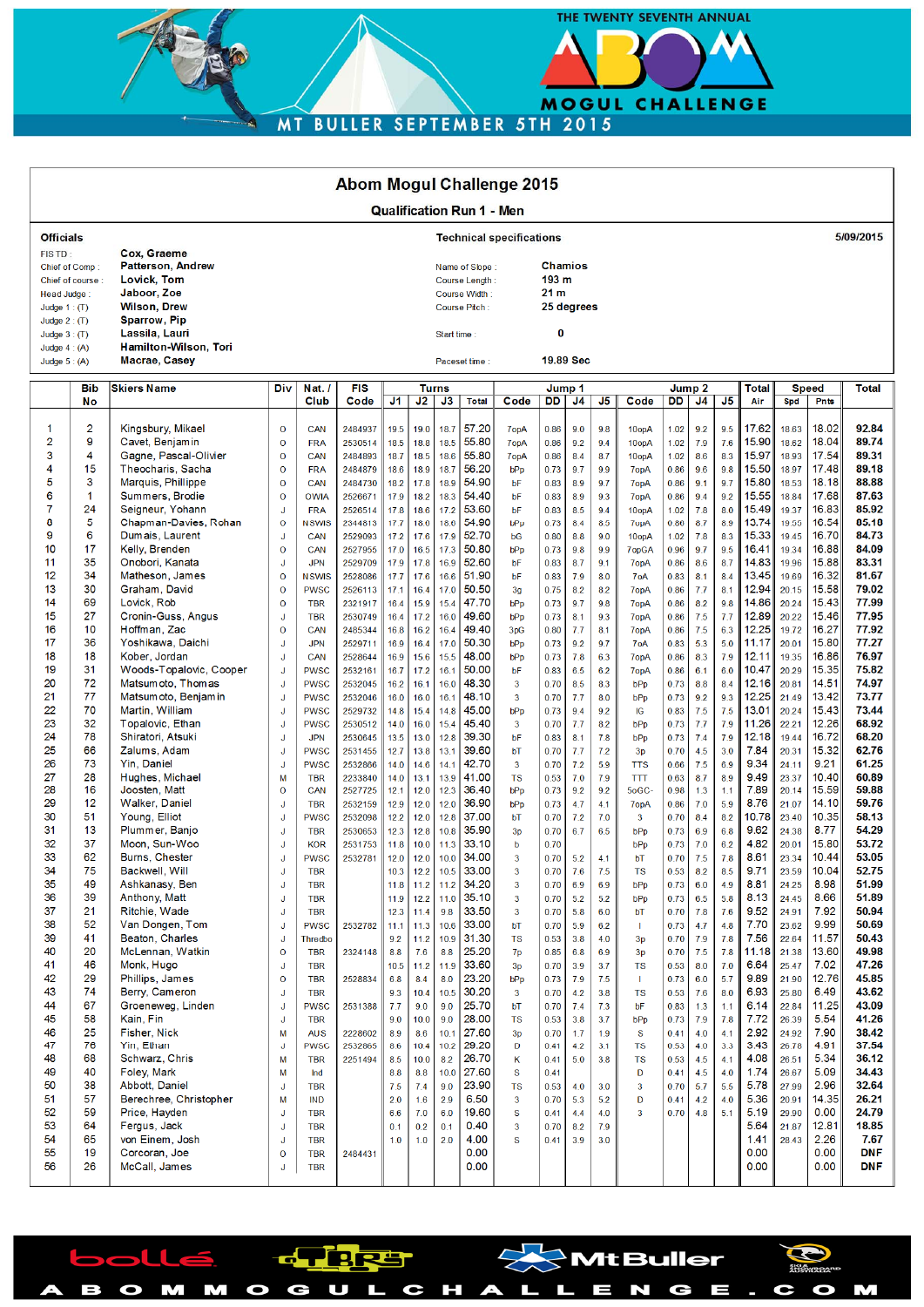THE TWENTY SEVENTH ANNUAL ABOM MOGUL CHALLENGE

MT BULLER SEPTEMBER 5TH 2015

# Abom Mogul Challenge 2015

## Qualification Run 1 - Men

**Officials**

| | |
|---|---|
| FIS TD : | Cox, Graeme |
| Chief of Comp : | Patterson, Andrew |
| Chief of course : | Lovick, Tom |
| Head Judge : | Jaboor, Zoe |
| Judge 1 : (T) | Wilson, Drew |
| Judge 2 : (T) | Sparrow, Pip |
| Judge 3 : (T) | Lassila, Lauri |
| Judge 4 : (A) | Hamilton-Wilson, Tori |
| Judge 5 : (A) | Macrae, Casey |

**Technical specifications** 5/09/2015

| | |
|---|---|
| Name of Slope : | Chamios |
| Course Length : | 193 m |
| Course Width : | 21 m |
| Course Pitch : | 25 degrees |
| Start time : | 0 |
| Paceset time : | 19.89 Sec |

| | Bib No | Skiers Name | Div | Nat. / Club | FIS Code | Turns J1 | J2 | J3 | Total | Jump 1 Code | DD | J4 | J5 | Jump 2 Code | DD | J4 | J5 | Total Air | Speed Spd | Pnts | Total |
|---|---|---|---|---|---|---|---|---|---|---|---|---|---|---|---|---|---|---|---|---|---|
| 1 | 2 | Kingsbury, Mikael | O | CAN | 2484937 | 19.5 | 19.0 | 18.7 | 57.20 | 7opA | 0.86 | 9.0 | 9.8 | 10opA | 1.02 | 9.2 | 9.5 | 17.62 | 18.63 | 18.02 | 92.84 |
| 2 | 9 | Cavet, Benjamin | O | FRA | 2530514 | 18.5 | 18.8 | 18.5 | 55.80 | 7opA | 0.86 | 8.2 | 9.4 | 10opA | 1.02 | 7.9 | 7.6 | 15.90 | 18.62 | 18.04 | 89.74 |
| 3 | 4 | Gagne, Pascal-Olivier | O | CAN | 2484893 | 18.7 | 18.5 | 18.6 | 55.80 | 7opA | 0.86 | 8.4 | 8.7 | 10opA | 1.02 | 8.6 | 8.3 | 15.97 | 18.93 | 17.54 | 89.31 |
| 4 | 15 | Theocharis, Sacha | O | FRA | 2484879 | 18.6 | 18.9 | 18.7 | 56.20 | bPp | 0.73 | 9.7 | 9.9 | 7opA | 0.86 | 9.6 | 9.7 | 15.50 | 18.97 | 17.48 | 89.18 |
| 5 | 3 | Marquis, Phillippe | O | CAN | 2484730 | 18.2 | 17.8 | 18.9 | 54.90 | bF | 0.83 | 8.9 | 9.7 | 7opA | 0.86 | 9.1 | 9.7 | 15.80 | 18.53 | 18.18 | 88.88 |
| 6 | 1 | Summers, Brodie | O | OWIA | 2526671 | 17.9 | 18.2 | 18.3 | 54.40 | bF | 0.83 | 8.9 | 9.3 | 7opA | 0.86 | 9.4 | 9.2 | 15.55 | 18.84 | 17.68 | 87.63 |
| 7 | 24 | Seigneur, Yohann | J | FRA | 2526514 | 17.8 | 18.6 | 17.2 | 53.60 | bF | 0.83 | 8.5 | 9.4 | 10opA | 1.02 | 7.8 | 8.0 | 15.49 | 19.37 | 16.83 | 85.92 |
| 8 | 5 | Chapman-Davies, Rohan | O | NSWIS | 2344813 | 17.7 | 18.0 | 18.0 | 53.70 | bPp | 0.73 | 8.4 | 8.5 | 7opA | 0.86 | 8.7 | 8.9 | 13.74 | 19.55 | 16.54 | 85.10 |
| 9 | 6 | Dumais, Laurent | O | CAN | 2529093 | 17.2 | 17.6 | 17.9 | 52.70 | bG | 0.80 | 8.8 | 9.0 | 10opA | 1.02 | 7.8 | 8.3 | 15.33 | 19.45 | 16.70 | 84.73 |
| 10 | 17 | Kelly, Brenden | O | CAN | 2527955 | 17.0 | 16.5 | 17.3 | 50.80 | bPp | 0.73 | 9.8 | 9.9 | 7opGA | 0.96 | 9.7 | 9.5 | 16.41 | 19.34 | 16.88 | 84.09 |
| 11 | 35 | Onobori, Kanata | J | JPN | 2529709 | 17.9 | 17.8 | 16.9 | 52.60 | bF | 0.83 | 8.7 | 9.1 | 7opA | 0.86 | 8.6 | 8.7 | 14.83 | 19.96 | 15.88 | 83.31 |
| 12 | 34 | Matheson, James | O | NSWIS | 2528086 | 17.7 | 17.6 | 16.6 | 51.90 | bF | 0.83 | 7.9 | 8.0 | 7oA | 0.83 | 8.1 | 8.4 | 13.45 | 19.69 | 16.32 | 81.67 |
| 13 | 30 | Graham, David | O | PWSC | 2526113 | 17.1 | 16.4 | 17.0 | 50.50 | 3g | 0.75 | 8.2 | 8.2 | 7opA | 0.86 | 7.7 | 8.1 | 12.94 | 20.15 | 15.58 | 79.02 |
| 14 | 69 | Lovick, Rob | O | TBR | 2321917 | 16.4 | 15.9 | 15.4 | 47.70 | bPp | 0.73 | 9.7 | 9.8 | 7opA | 0.86 | 8.2 | 9.8 | 14.86 | 20.24 | 15.43 | 77.99 |
| 15 | 27 | Cronin-Guss, Angus | J | TBR | 2530749 | 16.4 | 17.2 | 16.0 | 49.60 | bPp | 0.73 | 8.1 | 9.3 | 7opA | 0.86 | 7.5 | 7.7 | 12.89 | 20.22 | 15.46 | 77.95 |
| 16 | 10 | Hoffman, Zac | O | CAN | 2485344 | 16.8 | 16.2 | 16.4 | 49.40 | 3pG | 0.80 | 7.7 | 8.1 | 7opA | 0.86 | 7.5 | 6.3 | 12.25 | 19.72 | 16.27 | 77.92 |
| 17 | 36 | Yoshikawa, Daichi | J | JPN | 2529711 | 16.9 | 16.4 | 17.0 | 50.30 | bPp | 0.73 | 9.2 | 9.7 | 7oA | 0.83 | 5.3 | 5.0 | 11.17 | 20.01 | 15.80 | 77.27 |
| 18 | 18 | Kober, Jordan | J | CAN | 2528644 | 16.9 | 15.6 | 15.5 | 48.00 | bPp | 0.73 | 7.8 | 6.3 | 7opA | 0.86 | 8.3 | 7.9 | 12.11 | 19.35 | 16.86 | 76.97 |
| 19 | 31 | Woods-Topalovic, Cooper | J | PWSC | 2532161 | 16.7 | 17.2 | 16.1 | 50.00 | bF | 0.83 | 6.5 | 6.2 | 7opA | 0.86 | 6.1 | 6.0 | 10.47 | 20.29 | 15.35 | 75.82 |
| 20 | 72 | Matsumoto, Thomas | J | PWSC | 2532045 | 16.2 | 16.0 | 16.1 | 48.30 | 3 | 0.70 | 8.5 | 8.3 | bPp | 0.73 | 8.8 | 8.4 | 12.16 | 20.81 | 14.51 | 74.97 |
| 21 | 77 | Matsumoto, Benjamin | J | PWSC | 2532046 | 16.0 | 16.0 | 16.1 | 48.10 | 3 | 0.70 | 7.7 | 8.0 | bPp | 0.73 | 9.2 | 9.3 | 12.25 | 21.49 | 13.42 | 73.77 |
| 22 | 70 | Martin, William | J | PWSC | 2529732 | 14.8 | 15.4 | 14.8 | 45.00 | bPp | 0.73 | 9.4 | 9.2 | IG | 0.83 | 7.5 | 7.5 | 13.01 | 20.24 | 15.43 | 73.44 |
| 23 | 32 | Topalovic, Ethan | J | PWSC | 2530512 | 14.0 | 16.0 | 15.4 | 45.40 | 3 | 0.70 | 8.7 | 8.2 | bPp | 0.73 | 7.7 | 7.9 | 11.26 | 22.21 | 12.26 | 68.92 |
| 24 | 78 | Shiratori, Atsuki | J | JPN | 2530645 | 13.5 | 13.0 | 12.8 | 39.30 | bPp | 0.73 | 8.1 | 7.8 | bPp | 0.73 | 7.4 | 7.9 | 12.18 | 19.44 | 16.72 | 68.20 |
| 25 | 66 | Zalums, Adam | J | PWSC | 2531455 | 12.7 | 13.8 | 13.1 | 39.60 | bT | 0.70 | 7.7 | 7.2 | 3p | 0.70 | 4.5 | 3.0 | 7.84 | 20.31 | 15.32 | 62.76 |
| 26 | 73 | Yin, Daniel | J | PWSC | 2532866 | 14.0 | 14.6 | 14.1 | 42.70 | 3 | 0.70 | 7.2 | 5.9 | TTS | 0.66 | 7.5 | 6.9 | 9.34 | 24.11 | 9.21 | 61.25 |
| 27 | 28 | Hughes, Michael | M | TBR | 2233840 | 14.0 | 13.1 | 13.9 | 41.00 | TS | 0.53 | 7.0 | 7.9 | TTT | 0.63 | 8.7 | 8.9 | 9.49 | 23.37 | 10.40 | 60.89 |
| 28 | 16 | Joosten, Matt | O | CAN | 2527725 | 12.1 | 12.0 | 12.3 | 36.40 | bPp | 0.73 | 9.2 | 9.2 | 5oGC- | 0.98 | 1.3 | 1.1 | 7.89 | 20.14 | 15.59 | 59.88 |
| 29 | 12 | Walker, Daniel | J | TBR | 2532159 | 12.9 | 12.0 | 12.0 | 36.90 | bPp | 0.73 | 4.7 | 4.1 | 7opA | 0.86 | 7.0 | 5.9 | 8.76 | 21.07 | 14.10 | 59.76 |
| 30 | 51 | Young, Elliot | J | PWSC | 2532098 | 12.2 | 12.0 | 12.8 | 37.00 | bT | 0.70 | 7.2 | 7.0 | 3 | 0.70 | 8.4 | 8.2 | 10.78 | 23.40 | 10.35 | 58.13 |
| 31 | 13 | Plummer, Banjo | J | TBR | 2530653 | 12.3 | 12.8 | 10.8 | 35.90 | 3p | 0.70 | 6.7 | 6.5 | bPp | 0.73 | 6.9 | 6.8 | 9.62 | 24.38 | 8.77 | 54.29 |
| 32 | 37 | Moon, Sun-Woo | J | KOR | 2531753 | 11.8 | 10.0 | 11.3 | 33.10 | b | 0.70 | | | bPp | 0.73 | 7.0 | 6.2 | 4.82 | 20.01 | 15.80 | 53.72 |
| 33 | 62 | Burns, Chester | J | PWSC | 2532781 | 12.0 | 12.0 | 10.0 | 34.00 | 3 | 0.70 | 5.2 | 4.1 | bT | 0.70 | 7.5 | 7.8 | 8.61 | 23.34 | 10.44 | 53.05 |
| 34 | 75 | Backwell, Will | J | TBR | | 10.3 | 12.2 | 10.5 | 33.00 | 3 | 0.70 | 7.6 | 7.5 | TS | 0.53 | 8.2 | 8.5 | 9.71 | 23.59 | 10.04 | 52.75 |
| 35 | 49 | Ashkanasy, Ben | J | TBR | | 11.8 | 11.2 | 11.2 | 34.20 | 3 | 0.70 | 6.9 | 6.9 | bPp | 0.73 | 6.0 | 4.9 | 8.81 | 23.50 | 8.98 | 51.99 |
| 36 | 39 | Anthony, Matt | J | TBR | | 11.9 | 12.2 | 11.0 | 35.10 | 3 | 0.70 | 5.2 | 5.2 | bPp | 0.73 | 6.5 | 5.8 | 8.13 | 24.45 | 8.66 | 51.89 |
| 37 | 21 | Ritchie, Wade | J | TBR | | 12.3 | 11.4 | 9.8 | 33.50 | 3 | 0.70 | 5.8 | 6.0 | bT | 0.70 | 7.8 | 7.6 | 9.52 | 24.91 | 7.92 | 50.94 |
| 38 | 52 | Van Dongen, Tom | J | PWSC | 2532782 | 11.1 | 11.3 | 10.6 | 33.00 | bT | 0.70 | 5.9 | 6.2 | I | 0.73 | 4.7 | 4.8 | 7.70 | 23.62 | 9.99 | 50.69 |
| 39 | 41 | Beaton, Charles | J | Thredbo | | 9.2 | 11.2 | 10.9 | 31.30 | TS | 0.53 | 3.8 | 4.0 | 3p | 0.70 | 7.9 | 7.8 | 7.56 | 22.64 | 11.57 | 50.43 |
| 40 | 20 | McLennan, Watkin | O | TBR | 2324148 | 8.8 | 7.6 | 8.8 | 25.20 | 7p | 0.85 | 6.8 | 6.9 | 3p | 0.70 | 7.5 | 7.8 | 11.18 | 21.38 | 13.60 | 49.98 |
| 41 | 46 | Monk, Hugo | J | TBR | | 10.5 | 11.2 | 11.9 | 33.60 | 3p | 0.70 | 3.9 | 3.7 | TS | 0.53 | 8.0 | 7.0 | 6.64 | 25.47 | 7.02 | 47.26 |
| 42 | 29 | Phillips, James | O | TBR | 2528834 | 6.8 | 8.4 | 8.0 | 23.20 | bPp | 0.73 | 7.9 | 7.5 | I | 0.73 | 6.0 | 5.7 | 9.89 | 21.90 | 12.76 | 45.85 |
| 43 | 74 | Berry, Cameron | J | TBR | | 9.3 | 10.4 | 10.5 | 30.20 | 3 | 0.70 | 4.2 | 3.8 | TS | 0.53 | 7.6 | 8.0 | 6.93 | 25.80 | 6.49 | 43.62 |
| 44 | 67 | Groeneweg, Linden | J | PWSC | 2531388 | 7.7 | 9.0 | 9.0 | 25.70 | bT | 0.70 | 7.4 | 7.3 | bF | 0.83 | 1.3 | 1.1 | 6.14 | 22.84 | 11.25 | 43.09 |
| 45 | 58 | Kain, Fin | J | TBR | | 9.0 | 10.0 | 9.0 | 28.00 | TS | 0.53 | 3.8 | 3.7 | bPp | 0.73 | 7.9 | 7.8 | 7.72 | 26.39 | 5.54 | 41.26 |
| 46 | 25 | Fisher, Nick | M | AUS | 2228602 | 8.9 | 8.6 | 10.1 | 27.60 | 3p | 0.70 | 1.7 | 1.9 | S | 0.41 | 4.0 | 4.1 | 2.92 | 24.92 | 7.90 | 38.42 |
| 47 | 76 | Yin, Ethan | J | PWSC | 2532865 | 8.6 | 10.4 | 10.2 | 29.20 | D | 0.41 | 4.2 | 3.1 | TS | 0.53 | 4.0 | 3.3 | 3.43 | 26.78 | 4.91 | 37.54 |
| 48 | 68 | Schwarz, Chris | M | TBR | 2251494 | 8.5 | 10.0 | 8.2 | 26.70 | K | 0.41 | 5.0 | 3.8 | TS | 0.53 | 4.5 | 3.5 | 4.08 | 26.51 | 5.34 | 36.12 |
| 49 | 40 | Foley, Mark | M | Ind | | 8.8 | 8.8 | 10.0 | 27.60 | S | 0.41 | | | D | 0.41 | 4.5 | 4.0 | 1.74 | 26.67 | 5.09 | 34.43 |
| 50 | 38 | Abbott, Daniel | J | TBR | | 7.5 | 7.4 | 9.0 | 23.90 | TS | 0.53 | 4.0 | 3.0 | 3 | 0.70 | 5.7 | 5.5 | 5.78 | 27.99 | 2.96 | 32.64 |
| 51 | 57 | Berechree, Christopher | M | IND | | 2.0 | 1.6 | 2.9 | 6.50 | 3 | 0.70 | 5.3 | 5.2 | D | 0.41 | 4.2 | 4.0 | 5.36 | 20.91 | 14.35 | 26.21 |
| 52 | 59 | Price, Hayden | J | TBR | | 6.6 | 7.0 | 6.0 | 19.60 | S | 0.41 | 4.4 | 4.0 | 3 | 0.70 | 4.8 | 5.1 | 5.19 | 29.90 | 0.00 | 24.79 |
| 53 | 64 | Fergus, Jack | J | TBR | | 0.1 | 0.2 | 0.1 | 0.40 | 3 | 0.70 | 8.2 | 7.9 | | | | | 5.64 | 21.87 | 12.81 | 18.85 |
| 54 | 65 | von Einem, Josh | J | TBR | | 1.0 | 1.0 | 2.0 | 4.00 | S | 0.41 | 3.9 | 3.0 | | | | | 1.41 | 28.43 | 2.26 | 7.67 |
| 55 | 19 | Corcoran, Joe | O | TBR | 2484431 | | | | 0.00 | | | | | | | | | 0.00 | | 0.00 | DNF |
| 56 | 26 | McCall, James | J | TBR | | | | | 0.00 | | | | | | | | | 0.00 | | 0.00 | DNF |

bollé TBR Mt Buller

A B O M M O G U L C H A L L E N G E . C O M